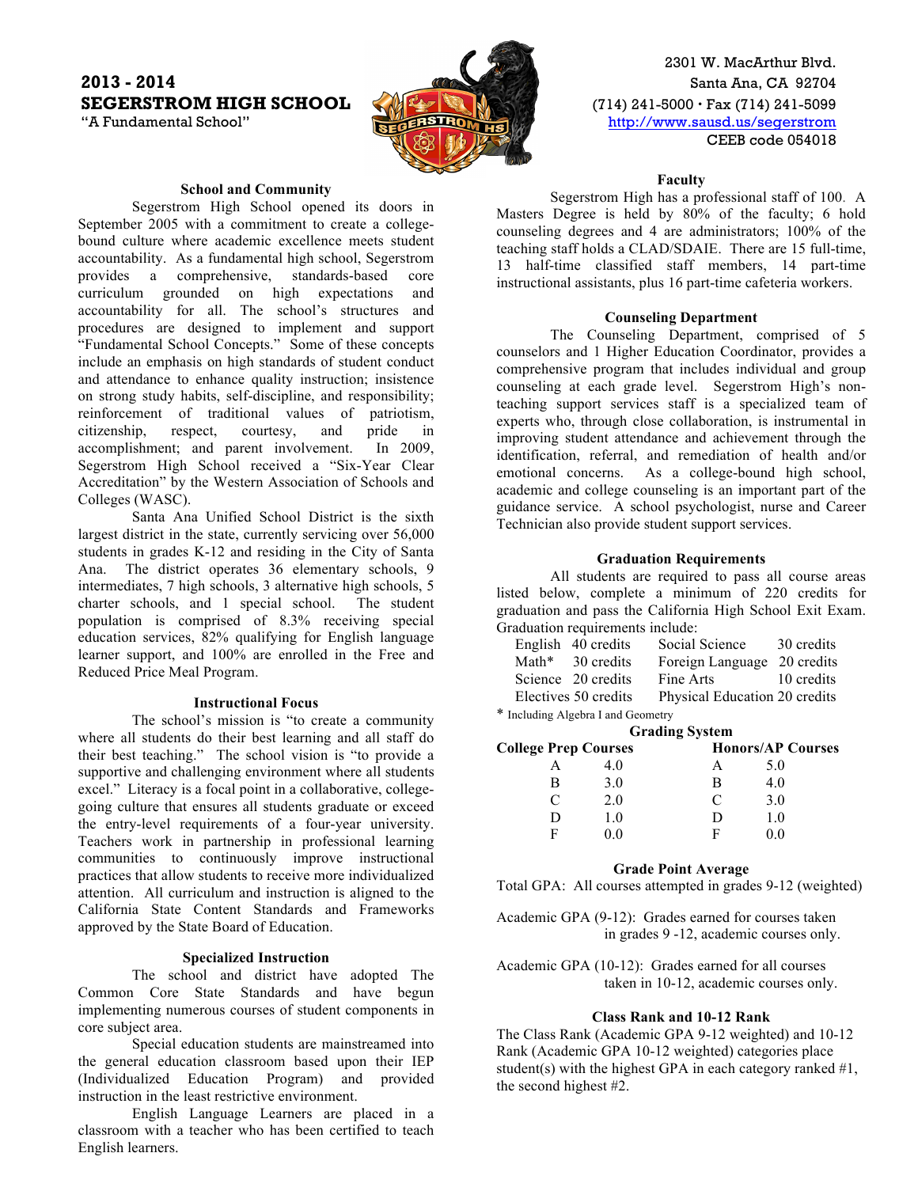# 2013 - 2014
# SEGERSTROM HIGH SCHOOL
"A Fundamental School"

2301 W. MacArthur Blvd.
Santa Ana, CA 92704
(714) 241-5000 • Fax (714) 241-5099
http://www.sausd.us/segerstrom
CEEB code 054018

### School and Community

Segerstrom High School opened its doors in September 2005 with a commitment to create a college-bound culture where academic excellence meets student accountability. As a fundamental high school, Segerstrom provides a comprehensive, standards-based core curriculum grounded on high expectations and accountability for all. The school's structures and procedures are designed to implement and support "Fundamental School Concepts." Some of these concepts include an emphasis on high standards of student conduct and attendance to enhance quality instruction; insistence on strong study habits, self-discipline, and responsibility; reinforcement of traditional values of patriotism, citizenship, respect, courtesy, and pride in accomplishment; and parent involvement. In 2009, Segerstrom High School received a "Six-Year Clear Accreditation" by the Western Association of Schools and Colleges (WASC).

Santa Ana Unified School District is the sixth largest district in the state, currently servicing over 56,000 students in grades K-12 and residing in the City of Santa Ana. The district operates 36 elementary schools, 9 intermediates, 7 high schools, 3 alternative high schools, 5 charter schools, and 1 special school. The student population is comprised of 8.3% receiving special education services, 82% qualifying for English language learner support, and 100% are enrolled in the Free and Reduced Price Meal Program.

### Instructional Focus

The school's mission is "to create a community where all students do their best learning and all staff do their best teaching." The school vision is "to provide a supportive and challenging environment where all students excel." Literacy is a focal point in a collaborative, college-going culture that ensures all students graduate or exceed the entry-level requirements of a four-year university. Teachers work in partnership in professional learning communities to continuously improve instructional practices that allow students to receive more individualized attention. All curriculum and instruction is aligned to the California State Content Standards and Frameworks approved by the State Board of Education.

### Specialized Instruction

The school and district have adopted The Common Core State Standards and have begun implementing numerous courses of student components in core subject area.

Special education students are mainstreamed into the general education classroom based upon their IEP (Individualized Education Program) and provided instruction in the least restrictive environment.

English Language Learners are placed in a classroom with a teacher who has been certified to teach English learners.

### Faculty

Segerstrom High has a professional staff of 100. A Masters Degree is held by 80% of the faculty; 6 hold counseling degrees and 4 are administrators; 100% of the teaching staff holds a CLAD/SDAIE. There are 15 full-time, 13 half-time classified staff members, 14 part-time instructional assistants, plus 16 part-time cafeteria workers.

### Counseling Department

The Counseling Department, comprised of 5 counselors and 1 Higher Education Coordinator, provides a comprehensive program that includes individual and group counseling at each grade level. Segerstrom High's non-teaching support services staff is a specialized team of experts who, through close collaboration, is instrumental in improving student attendance and achievement through the identification, referral, and remediation of health and/or emotional concerns. As a college-bound high school, academic and college counseling is an important part of the guidance service. A school psychologist, nurse and Career Technician also provide student support services.

### Graduation Requirements

All students are required to pass all course areas listed below, complete a minimum of 220 credits for graduation and pass the California High School Exit Exam. Graduation requirements include:

| | | | |
|---|---|---|---|
| English | 40 credits | Social Science | 30 credits |
| Math* | 30 credits | Foreign Language | 20 credits |
| Science | 20 credits | Fine Arts | 10 credits |
| Electives | 50 credits | Physical Education | 20 credits |

* Including Algebra I and Geometry

### Grading System

| College Prep Courses | | Honors/AP Courses | |
|---|---|---|---|
| A | 4.0 | A | 5.0 |
| B | 3.0 | B | 4.0 |
| C | 2.0 | C | 3.0 |
| D | 1.0 | D | 1.0 |
| F | 0.0 | F | 0.0 |

### Grade Point Average

Total GPA: All courses attempted in grades 9-12 (weighted)

Academic GPA (9-12): Grades earned for courses taken in grades 9 -12, academic courses only.

Academic GPA (10-12): Grades earned for all courses taken in 10-12, academic courses only.

### Class Rank and 10-12 Rank

The Class Rank (Academic GPA 9-12 weighted) and 10-12 Rank (Academic GPA 10-12 weighted) categories place student(s) with the highest GPA in each category ranked #1, the second highest #2.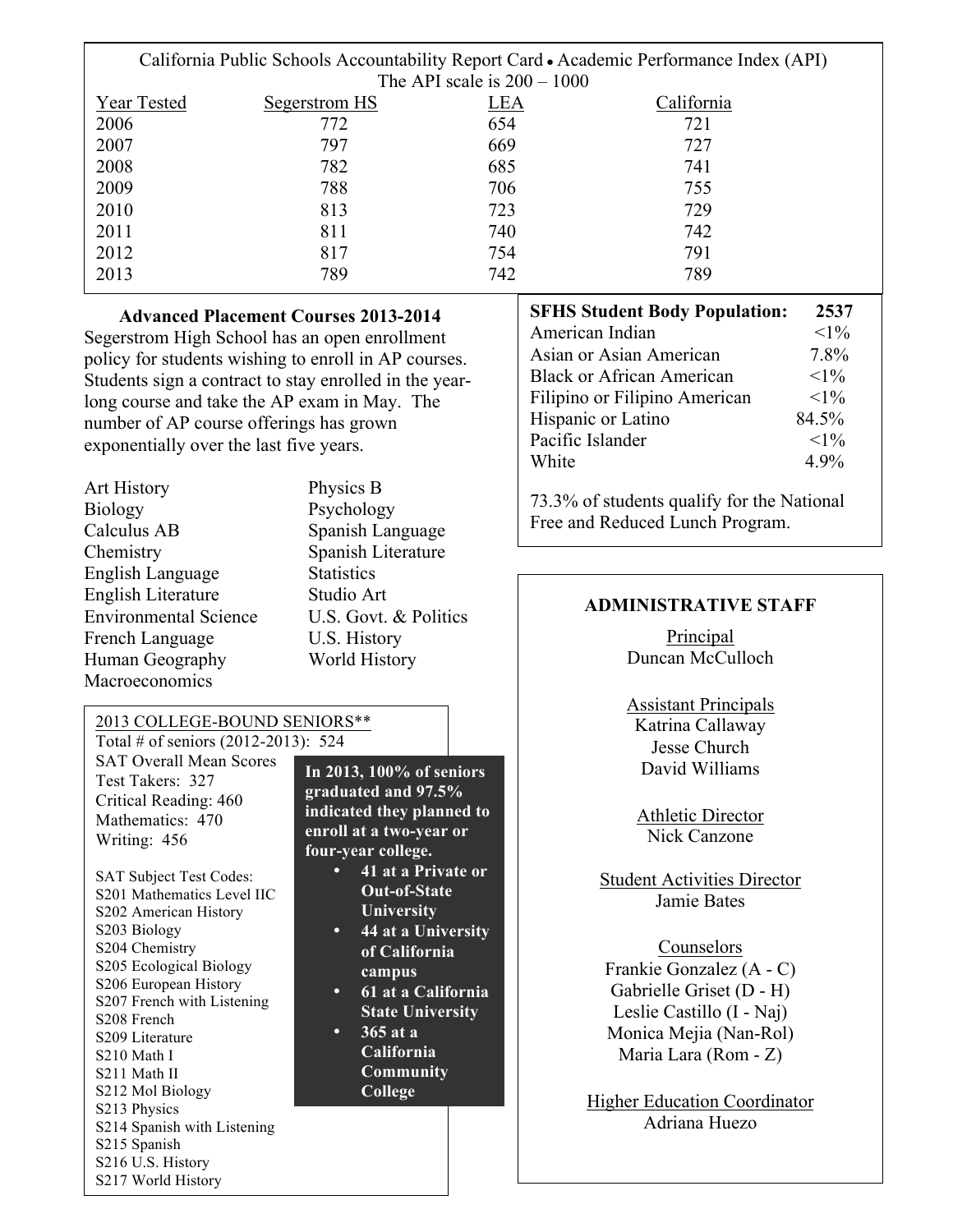California Public Schools Accountability Report Card • Academic Performance Index (API)

The API scale is 200 – 1000

| Year Tested | Segerstrom HS | LEA | California |
|---|---|---|---|
| 2006 | 772 | 654 | 721 |
| 2007 | 797 | 669 | 727 |
| 2008 | 782 | 685 | 741 |
| 2009 | 788 | 706 | 755 |
| 2010 | 813 | 723 | 729 |
| 2011 | 811 | 740 | 742 |
| 2012 | 817 | 754 | 791 |
| 2013 | 789 | 742 | 789 |

**Advanced Placement Courses 2013-2014**

Segerstrom High School has an open enrollment policy for students wishing to enroll in AP courses. Students sign a contract to stay enrolled in the year-long course and take the AP exam in May. The number of AP course offerings has grown exponentially over the last five years.

- Art History
- Biology
- Calculus AB
- Chemistry
- English Language
- English Literature
- Environmental Science
- French Language
- Human Geography
- Macroeconomics
- Physics B
- Psychology
- Spanish Language
- Spanish Literature
- Statistics
- Studio Art
- U.S. Govt. & Politics
- U.S. History
- World History

| **SFHS Student Body Population:** | **2537** |
|---|---|
| American Indian | <1% |
| Asian or Asian American | 7.8% |
| Black or African American | <1% |
| Filipino or Filipino American | <1% |
| Hispanic or Latino | 84.5% |
| Pacific Islander | <1% |
| White | 4.9% |

73.3% of students qualify for the National Free and Reduced Lunch Program.

2013 COLLEGE-BOUND SENIORS**

Total # of seniors (2012-2013): 524

SAT Overall Mean Scores

Test Takers: 327

Critical Reading: 460

Mathematics: 470

Writing: 456

SAT Subject Test Codes:

S201 Mathematics Level IIC
S202 American History
S203 Biology
S204 Chemistry
S205 Ecological Biology
S206 European History
S207 French with Listening
S208 French
S209 Literature
S210 Math I
S211 Math II
S212 Mol Biology
S213 Physics
S214 Spanish with Listening
S215 Spanish
S216 U.S. History
S217 World History

**In 2013, 100% of seniors graduated and 97.5% indicated they planned to enroll at a two-year or four-year college.**

- **41 at a Private or Out-of-State University**
- **44 at a University of California campus**
- **61 at a California State University**
- **365 at a California Community College**

**ADMINISTRATIVE STAFF**

Principal
Duncan McCulloch

Assistant Principals
Katrina Callaway
Jesse Church
David Williams

Athletic Director
Nick Canzone

Student Activities Director
Jamie Bates

Counselors
Frankie Gonzalez (A - C)
Gabrielle Griset (D - H)
Leslie Castillo (I - Naj)
Monica Mejia (Nan-Rol)
Maria Lara (Rom - Z)

Higher Education Coordinator
Adriana Huezo